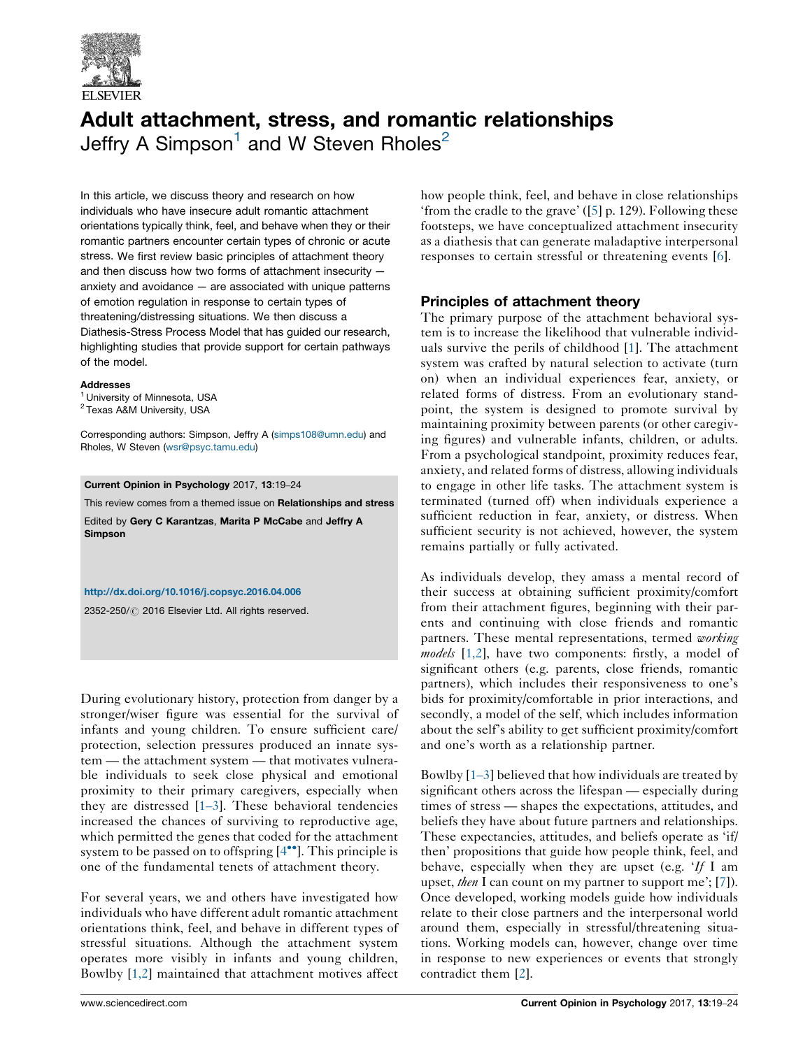# Adult attachment, stress, and romantic relationships

Jeffry A Simpson[1] and W Steven Rholes[2]

In this article, we discuss theory and research on how individuals who have insecure adult romantic attachment orientations typically think, feel, and behave when they or their romantic partners encounter certain types of chronic or acute stress. We first review basic principles of attachment theory and then discuss how two forms of attachment insecurity — anxiety and avoidance — are associated with unique patterns of emotion regulation in response to certain types of threatening/distressing situations. We then discuss a Diathesis-Stress Process Model that has guided our research, highlighting studies that provide support for certain pathways of the model.

**Addresses**
[1] University of Minnesota, USA
[2] Texas A&M University, USA

Corresponding authors: Simpson, Jeffry A (simps108@umn.edu) and Rholes, W Steven (wsr@psyc.tamu.edu)

**Current Opinion in Psychology** 2017, **13**:19–24

This review comes from a themed issue on **Relationships and stress**

Edited by **Gery C Karantzas**, **Marita P McCabe** and **Jeffry A Simpson**

http://dx.doi.org/10.1016/j.copsyc.2016.04.006

2352-250/© 2016 Elsevier Ltd. All rights reserved.

During evolutionary history, protection from danger by a stronger/wiser figure was essential for the survival of infants and young children. To ensure sufficient care/protection, selection pressures produced an innate system — the attachment system — that motivates vulnerable individuals to seek close physical and emotional proximity to their primary caregivers, especially when they are distressed [1–3]. These behavioral tendencies increased the chances of surviving to reproductive age, which permitted the genes that coded for the attachment system to be passed on to offspring [4••]. This principle is one of the fundamental tenets of attachment theory.

For several years, we and others have investigated how individuals who have different adult romantic attachment orientations think, feel, and behave in different types of stressful situations. Although the attachment system operates more visibly in infants and young children, Bowlby [1,2] maintained that attachment motives affect how people think, feel, and behave in close relationships 'from the cradle to the grave' ([5] p. 129). Following these footsteps, we have conceptualized attachment insecurity as a diathesis that can generate maladaptive interpersonal responses to certain stressful or threatening events [6].

## Principles of attachment theory

The primary purpose of the attachment behavioral system is to increase the likelihood that vulnerable individuals survive the perils of childhood [1]. The attachment system was crafted by natural selection to activate (turn on) when an individual experiences fear, anxiety, or related forms of distress. From an evolutionary standpoint, the system is designed to promote survival by maintaining proximity between parents (or other caregiving figures) and vulnerable infants, children, or adults. From a psychological standpoint, proximity reduces fear, anxiety, and related forms of distress, allowing individuals to engage in other life tasks. The attachment system is terminated (turned off) when individuals experience a sufficient reduction in fear, anxiety, or distress. When sufficient security is not achieved, however, the system remains partially or fully activated.

As individuals develop, they amass a mental record of their success at obtaining sufficient proximity/comfort from their attachment figures, beginning with their parents and continuing with close friends and romantic partners. These mental representations, termed *working models* [1,2], have two components: firstly, a model of significant others (e.g. parents, close friends, romantic partners), which includes their responsiveness to one's bids for proximity/comfortable in prior interactions, and secondly, a model of the self, which includes information about the self's ability to get sufficient proximity/comfort and one's worth as a relationship partner.

Bowlby [1–3] believed that how individuals are treated by significant others across the lifespan — especially during times of stress — shapes the expectations, attitudes, and beliefs they have about future partners and relationships. These expectancies, attitudes, and beliefs operate as 'if/then' propositions that guide how people think, feel, and behave, especially when they are upset (e.g. '*If* I am upset, *then* I can count on my partner to support me'; [7]). Once developed, working models guide how individuals relate to their close partners and the interpersonal world around them, especially in stressful/threatening situations. Working models can, however, change over time in response to new experiences or events that strongly contradict them [2].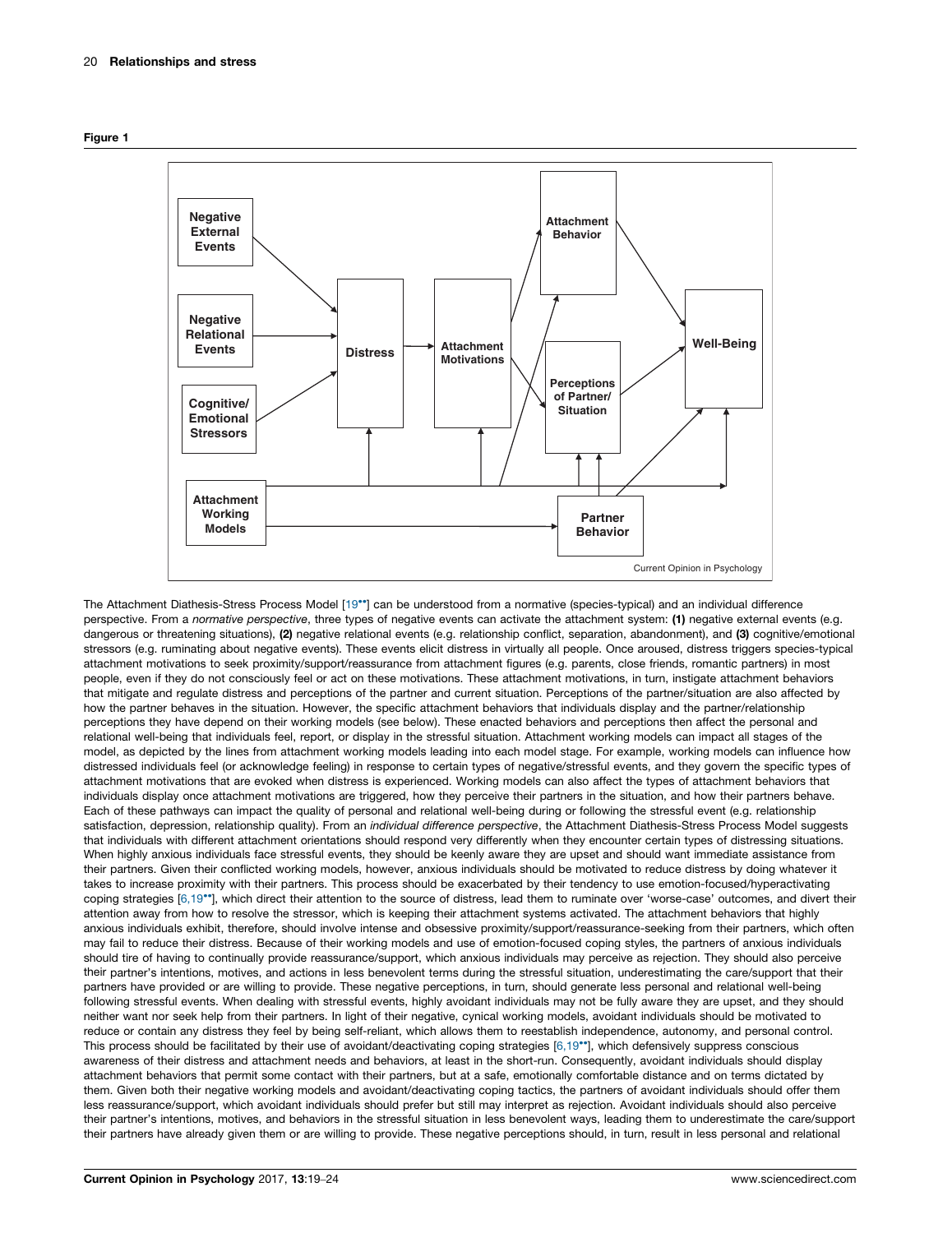**Figure 1**

The Attachment Diathesis-Stress Process Model [19••] can be understood from a normative (species-typical) and an individual difference perspective. From a *normative perspective*, three types of negative events can activate the attachment system: **(1)** negative external events (e.g. dangerous or threatening situations), **(2)** negative relational events (e.g. relationship conflict, separation, abandonment), and **(3)** cognitive/emotional stressors (e.g. ruminating about negative events). These events elicit distress in virtually all people. Once aroused, distress triggers species-typical attachment motivations to seek proximity/support/reassurance from attachment figures (e.g. parents, close friends, romantic partners) in most people, even if they do not consciously feel or act on these motivations. These attachment motivations, in turn, instigate attachment behaviors that mitigate and regulate distress and perceptions of the partner and current situation. Perceptions of the partner/situation are also affected by how the partner behaves in the situation. However, the specific attachment behaviors that individuals display and the partner/relationship perceptions they have depend on their working models (see below). These enacted behaviors and perceptions then affect the personal and relational well-being that individuals feel, report, or display in the stressful situation. Attachment working models can impact all stages of the model, as depicted by the lines from attachment working models leading into each model stage. For example, working models can influence how distressed individuals feel (or acknowledge feeling) in response to certain types of negative/stressful events, and they govern the specific types of attachment motivations that are evoked when distress is experienced. Working models can also affect the types of attachment behaviors that individuals display once attachment motivations are triggered, how they perceive their partners in the situation, and how their partners behave. Each of these pathways can impact the quality of personal and relational well-being during or following the stressful event (e.g. relationship satisfaction, depression, relationship quality). From an *individual difference perspective*, the Attachment Diathesis-Stress Process Model suggests that individuals with different attachment orientations should respond very differently when they encounter certain types of distressing situations. When highly anxious individuals face stressful events, they should be keenly aware they are upset and should want immediate assistance from their partners. Given their conflicted working models, however, anxious individuals should be motivated to reduce distress by doing whatever it takes to increase proximity with their partners. This process should be exacerbated by their tendency to use emotion-focused/hyperactivating coping strategies [6,19••], which direct their attention to the source of distress, lead them to ruminate over 'worse-case' outcomes, and divert their attention away from how to resolve the stressor, which is keeping their attachment systems activated. The attachment behaviors that highly anxious individuals exhibit, therefore, should involve intense and obsessive proximity/support/reassurance-seeking from their partners, which often may fail to reduce their distress. Because of their working models and use of emotion-focused coping styles, the partners of anxious individuals should tire of having to continually provide reassurance/support, which anxious individuals may perceive as rejection. They should also perceive their partner's intentions, motives, and actions in less benevolent terms during the stressful situation, underestimating the care/support that their partners have provided or are willing to provide. These negative perceptions, in turn, should generate less personal and relational well-being following stressful events. When dealing with stressful events, highly avoidant individuals may not be fully aware they are upset, and they should neither want nor seek help from their partners. In light of their negative, cynical working models, avoidant individuals should be motivated to reduce or contain any distress they feel by being self-reliant, which allows them to reestablish independence, autonomy, and personal control. This process should be facilitated by their use of avoidant/deactivating coping strategies [6,19••], which defensively suppress conscious awareness of their distress and attachment needs and behaviors, at least in the short-run. Consequently, avoidant individuals should display attachment behaviors that permit some contact with their partners, but at a safe, emotionally comfortable distance and on terms dictated by them. Given both their negative working models and avoidant/deactivating coping tactics, the partners of avoidant individuals should offer them less reassurance/support, which avoidant individuals should prefer but still may interpret as rejection. Avoidant individuals should also perceive their partner's intentions, motives, and behaviors in the stressful situation in less benevolent ways, leading them to underestimate the care/support their partners have already given them or are willing to provide. These negative perceptions should, in turn, result in less personal and relational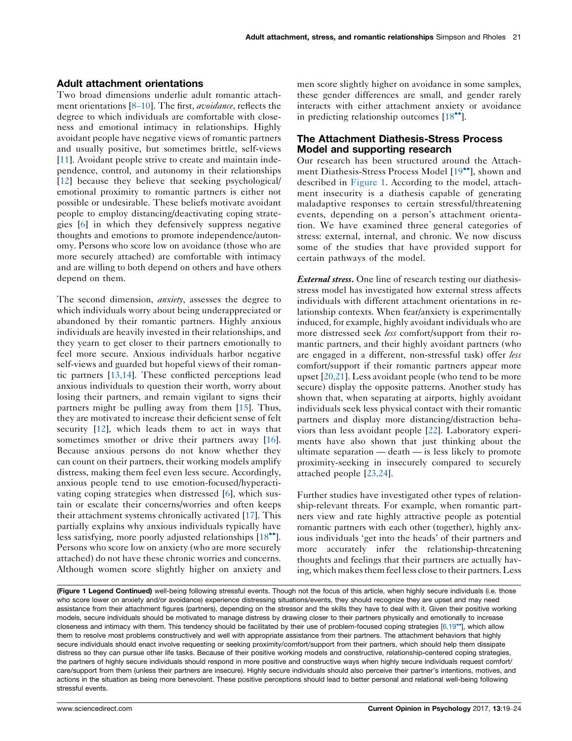## Adult attachment orientations

Two broad dimensions underlie adult romantic attachment orientations [8–10]. The first, *avoidance*, reflects the degree to which individuals are comfortable with closeness and emotional intimacy in relationships. Highly avoidant people have negative views of romantic partners and usually positive, but sometimes brittle, self-views [11]. Avoidant people strive to create and maintain independence, control, and autonomy in their relationships [12] because they believe that seeking psychological/emotional proximity to romantic partners is either not possible or undesirable. These beliefs motivate avoidant people to employ distancing/deactivating coping strategies [6] in which they defensively suppress negative thoughts and emotions to promote independence/autonomy. Persons who score low on avoidance (those who are more securely attached) are comfortable with intimacy and are willing to both depend on others and have others depend on them.

The second dimension, *anxiety*, assesses the degree to which individuals worry about being underappreciated or abandoned by their romantic partners. Highly anxious individuals are heavily invested in their relationships, and they yearn to get closer to their partners emotionally to feel more secure. Anxious individuals harbor negative self-views and guarded but hopeful views of their romantic partners [13,14]. These conflicted perceptions lead anxious individuals to question their worth, worry about losing their partners, and remain vigilant to signs their partners might be pulling away from them [15]. Thus, they are motivated to increase their deficient sense of felt security [12], which leads them to act in ways that sometimes smother or drive their partners away [16]. Because anxious persons do not know whether they can count on their partners, their working models amplify distress, making them feel even less secure. Accordingly, anxious people tend to use emotion-focused/hyperactivating coping strategies when distressed [6], which sustain or escalate their concerns/worries and often keeps their attachment systems chronically activated [17]. This partially explains why anxious individuals typically have less satisfying, more poorly adjusted relationships [18••]. Persons who score low on anxiety (who are more securely attached) do not have these chronic worries and concerns. Although women score slightly higher on anxiety and men score slightly higher on avoidance in some samples, these gender differences are small, and gender rarely interacts with either attachment anxiety or avoidance in predicting relationship outcomes [18••].

## The Attachment Diathesis-Stress Process Model and supporting research

Our research has been structured around the Attachment Diathesis-Stress Process Model [19••], shown and described in Figure 1. According to the model, attachment insecurity is a diathesis capable of generating maladaptive responses to certain stressful/threatening events, depending on a person's attachment orientation. We have examined three general categories of stress: external, internal, and chronic. We now discuss some of the studies that have provided support for certain pathways of the model.

***External stress***. One line of research testing our diathesis-stress model has investigated how external stress affects individuals with different attachment orientations in relationship contexts. When fear/anxiety is experimentally induced, for example, highly avoidant individuals who are more distressed seek *less* comfort/support from their romantic partners, and their highly avoidant partners (who are engaged in a different, non-stressful task) offer *less* comfort/support if their romantic partners appear more upset [20,21]. Less avoidant people (who tend to be more secure) display the opposite patterns. Another study has shown that, when separating at airports, highly avoidant individuals seek less physical contact with their romantic partners and display more distancing/distraction behaviors than less avoidant people [22]. Laboratory experiments have also shown that just thinking about the ultimate separation — death — is less likely to promote proximity-seeking in insecurely compared to securely attached people [23,24].

Further studies have investigated other types of relationship-relevant threats. For example, when romantic partners view and rate highly attractive people as potential romantic partners with each other (together), highly anxious individuals 'get into the heads' of their partners and more accurately infer the relationship-threatening thoughts and feelings that their partners are actually having, which makes them feel less close to their partners. Less

**(Figure 1 Legend Continued)** well-being following stressful events. Though not the focus of this article, when highly secure individuals (i.e. those who score lower on anxiety and/or avoidance) experience distressing situations/events, they should recognize they are upset and may need assistance from their attachment figures (partners), depending on the stressor and the skills they have to deal with it. Given their positive working models, secure individuals should be motivated to manage distress by drawing closer to their partners physically and emotionally to increase closeness and intimacy with them. This tendency should be facilitated by their use of problem-focused coping strategies [6,19••], which allow them to resolve most problems constructively and well with appropriate assistance from their partners. The attachment behaviors that highly secure individuals should enact involve requesting or seeking proximity/comfort/support from their partners, which should help them dissipate distress so they can pursue other life tasks. Because of their positive working models and constructive, relationship-centered coping strategies, the partners of highly secure individuals should respond in more positive and constructive ways when highly secure individuals request comfort/care/support from them (unless their partners are insecure). Highly secure individuals should also perceive their partner's intentions, motives, and actions in the situation as being more benevolent. These positive perceptions should lead to better personal and relational well-being following stressful events.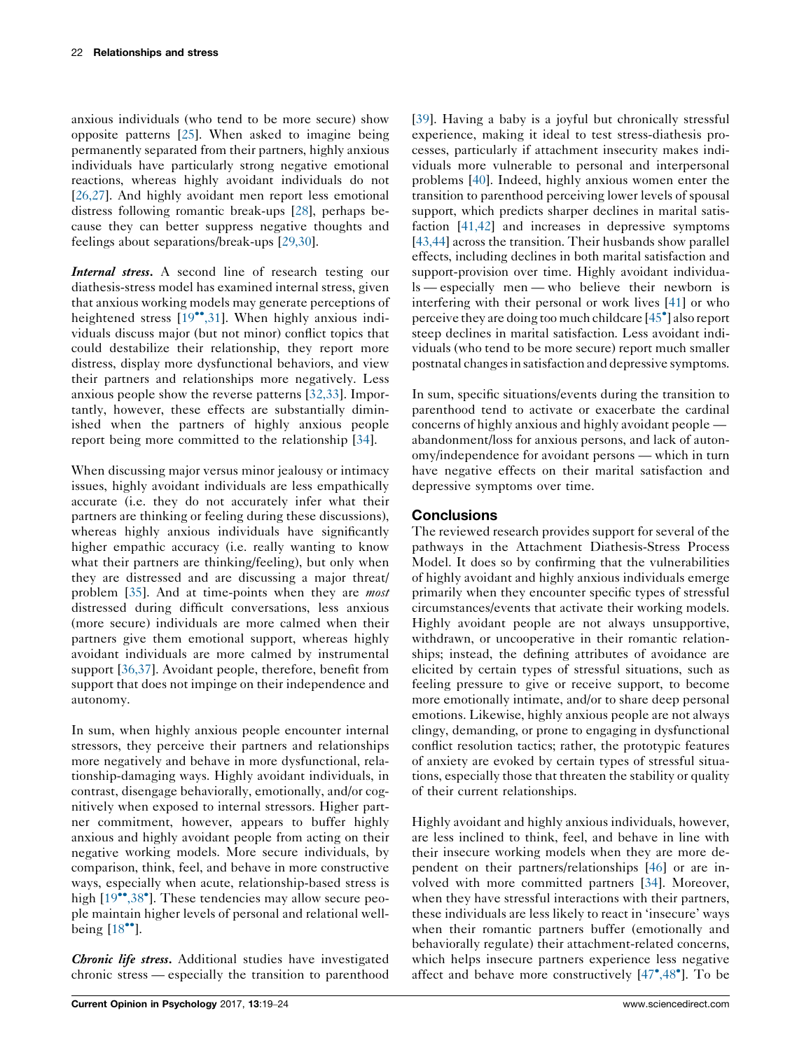anxious individuals (who tend to be more secure) show opposite patterns [25]. When asked to imagine being permanently separated from their partners, highly anxious individuals have particularly strong negative emotional reactions, whereas highly avoidant individuals do not [26,27]. And highly avoidant men report less emotional distress following romantic break-ups [28], perhaps because they can better suppress negative thoughts and feelings about separations/break-ups [29,30].

***Internal stress***. A second line of research testing our diathesis-stress model has examined internal stress, given that anxious working models may generate perceptions of heightened stress [19••,31]. When highly anxious individuals discuss major (but not minor) conflict topics that could destabilize their relationship, they report more distress, display more dysfunctional behaviors, and view their partners and relationships more negatively. Less anxious people show the reverse patterns [32,33]. Importantly, however, these effects are substantially diminished when the partners of highly anxious people report being more committed to the relationship [34].

When discussing major versus minor jealousy or intimacy issues, highly avoidant individuals are less empathically accurate (i.e. they do not accurately infer what their partners are thinking or feeling during these discussions), whereas highly anxious individuals have significantly higher empathic accuracy (i.e. really wanting to know what their partners are thinking/feeling), but only when they are distressed and are discussing a major threat/problem [35]. And at time-points when they are *most* distressed during difficult conversations, less anxious (more secure) individuals are more calmed when their partners give them emotional support, whereas highly avoidant individuals are more calmed by instrumental support [36,37]. Avoidant people, therefore, benefit from support that does not impinge on their independence and autonomy.

In sum, when highly anxious people encounter internal stressors, they perceive their partners and relationships more negatively and behave in more dysfunctional, relationship-damaging ways. Highly avoidant individuals, in contrast, disengage behaviorally, emotionally, and/or cognitively when exposed to internal stressors. Higher partner commitment, however, appears to buffer highly anxious and highly avoidant people from acting on their negative working models. More secure individuals, by comparison, think, feel, and behave in more constructive ways, especially when acute, relationship-based stress is high [19••,38•]. These tendencies may allow secure people maintain higher levels of personal and relational well-being [18••].

***Chronic life stress***. Additional studies have investigated chronic stress — especially the transition to parenthood [39]. Having a baby is a joyful but chronically stressful experience, making it ideal to test stress-diathesis processes, particularly if attachment insecurity makes individuals more vulnerable to personal and interpersonal problems [40]. Indeed, highly anxious women enter the transition to parenthood perceiving lower levels of spousal support, which predicts sharper declines in marital satisfaction [41,42] and increases in depressive symptoms [43,44] across the transition. Their husbands show parallel effects, including declines in both marital satisfaction and support-provision over time. Highly avoidant individuals — especially men — who believe their newborn is interfering with their personal or work lives [41] or who perceive they are doing too much childcare [45•] also report steep declines in marital satisfaction. Less avoidant individuals (who tend to be more secure) report much smaller postnatal changes in satisfaction and depressive symptoms.

In sum, specific situations/events during the transition to parenthood tend to activate or exacerbate the cardinal concerns of highly anxious and highly avoidant people — abandonment/loss for anxious persons, and lack of autonomy/independence for avoidant persons — which in turn have negative effects on their marital satisfaction and depressive symptoms over time.

## Conclusions

The reviewed research provides support for several of the pathways in the Attachment Diathesis-Stress Process Model. It does so by confirming that the vulnerabilities of highly avoidant and highly anxious individuals emerge primarily when they encounter specific types of stressful circumstances/events that activate their working models. Highly avoidant people are not always unsupportive, withdrawn, or uncooperative in their romantic relationships; instead, the defining attributes of avoidance are elicited by certain types of stressful situations, such as feeling pressure to give or receive support, to become more emotionally intimate, and/or to share deep personal emotions. Likewise, highly anxious people are not always clingy, demanding, or prone to engaging in dysfunctional conflict resolution tactics; rather, the prototypic features of anxiety are evoked by certain types of stressful situations, especially those that threaten the stability or quality of their current relationships.

Highly avoidant and highly anxious individuals, however, are less inclined to think, feel, and behave in line with their insecure working models when they are more dependent on their partners/relationships [46] or are involved with more committed partners [34]. Moreover, when they have stressful interactions with their partners, these individuals are less likely to react in 'insecure' ways when their romantic partners buffer (emotionally and behaviorally regulate) their attachment-related concerns, which helps insecure partners experience less negative affect and behave more constructively [47•,48•]. To be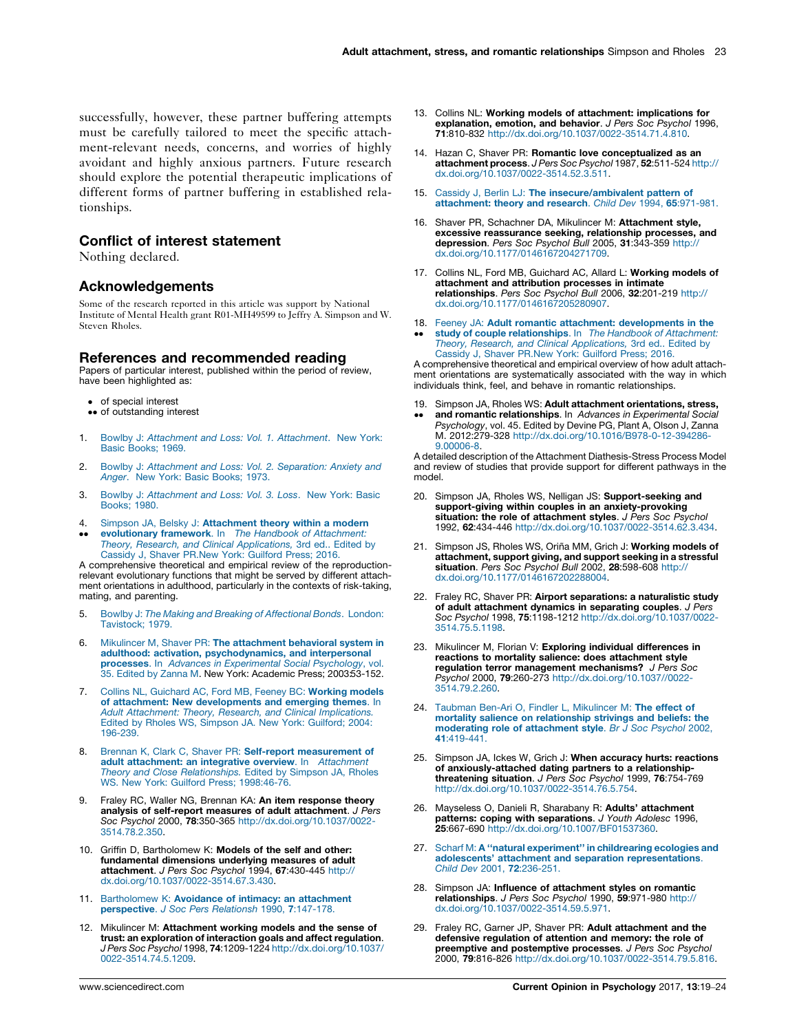successfully, however, these partner buffering attempts must be carefully tailored to meet the specific attachment-relevant needs, concerns, and worries of highly avoidant and highly anxious partners. Future research should explore the potential therapeutic implications of different forms of partner buffering in established relationships.

## Conflict of interest statement

Nothing declared.

## Acknowledgements

Some of the research reported in this article was support by National Institute of Mental Health grant R01-MH49599 to Jeffry A. Simpson and W. Steven Rholes.

## References and recommended reading

Papers of particular interest, published within the period of review, have been highlighted as:

- • of special interest
- •• of outstanding interest

1. Bowlby J: *Attachment and Loss: Vol. 1. Attachment*. New York: Basic Books; 1969.

2. Bowlby J: *Attachment and Loss: Vol. 2. Separation: Anxiety and Anger*. New York: Basic Books; 1973.

3. Bowlby J: *Attachment and Loss: Vol. 3. Loss*. New York: Basic Books; 1980.

4. •• Simpson JA, Belsky J: **Attachment theory within a modern evolutionary framework**. In *The Handbook of Attachment: Theory, Research, and Clinical Applications,* 3rd ed.. Edited by Cassidy J, Shaver PR.New York: Guilford Press; 2016.
A comprehensive theoretical and empirical review of the reproduction-relevant evolutionary functions that might be served by different attachment orientations in adulthood, particularly in the contexts of risk-taking, mating, and parenting.

5. Bowlby J: *The Making and Breaking of Affectional Bonds*. London: Tavistock; 1979.

6. Mikulincer M, Shaver PR: **The attachment behavioral system in adulthood: activation, psychodynamics, and interpersonal processes**. In *Advances in Experimental Social Psychology*, vol. 35. Edited by Zanna M. New York: Academic Press; 2003:53-152.

7. Collins NL, Guichard AC, Ford MB, Feeney BC: **Working models of attachment: New developments and emerging themes**. In *Adult Attachment: Theory, Research, and Clinical Implications.* Edited by Rholes WS, Simpson JA. New York: Guilford; 2004: 196-239.

8. Brennan K, Clark C, Shaver PR: **Self-report measurement of adult attachment: an integrative overview**. In *Attachment Theory and Close Relationships.* Edited by Simpson JA, Rholes WS. New York: Guilford Press; 1998:46-76.

9. Fraley RC, Waller NG, Brennan KA: **An item response theory analysis of self-report measures of adult attachment**. *J Pers Soc Psychol* 2000, **78**:350-365 http://dx.doi.org/10.1037/0022-3514.78.2.350.

10. Griffin D, Bartholomew K: **Models of the self and other: fundamental dimensions underlying measures of adult attachment**. *J Pers Soc Psychol* 1994, **67**:430-445 http://dx.doi.org/10.1037/0022-3514.67.3.430.

11. Bartholomew K: **Avoidance of intimacy: an attachment perspective**. *J Soc Pers Relationsh* 1990, **7**:147-178.

12. Mikulincer M: **Attachment working models and the sense of trust: an exploration of interaction goals and affect regulation**. *J Pers Soc Psychol* 1998, **74**:1209-1224 http://dx.doi.org/10.1037/0022-3514.74.5.1209.

13. Collins NL: **Working models of attachment: implications for explanation, emotion, and behavior**. *J Pers Soc Psychol* 1996, **71**:810-832 http://dx.doi.org/10.1037/0022-3514.71.4.810.

14. Hazan C, Shaver PR: **Romantic love conceptualized as an attachment process**. *J Pers Soc Psychol* 1987, **52**:511-524 http://dx.doi.org/10.1037/0022-3514.52.3.511.

15. Cassidy J, Berlin LJ: **The insecure/ambivalent pattern of attachment: theory and research**. *Child Dev* 1994, **65**:971-981.

16. Shaver PR, Schachner DA, Mikulincer M: **Attachment style, excessive reassurance seeking, relationship processes, and depression**. *Pers Soc Psychol Bull* 2005, **31**:343-359 http://dx.doi.org/10.1177/0146167204271709.

17. Collins NL, Ford MB, Guichard AC, Allard L: **Working models of attachment and attribution processes in intimate relationships**. *Pers Soc Psychol Bull* 2006, **32**:201-219 http://dx.doi.org/10.1177/0146167205280907.

18. •• Feeney JA: **Adult romantic attachment: developments in the study of couple relationships**. In *The Handbook of Attachment: Theory, Research, and Clinical Applications,* 3rd ed.. Edited by Cassidy J, Shaver PR.New York: Guilford Press; 2016.
A comprehensive theoretical and empirical overview of how adult attachment orientations are systematically associated with the way in which individuals think, feel, and behave in romantic relationships.

19. •• Simpson JA, Rholes WS: **Adult attachment orientations, stress, and romantic relationships**. In *Advances in Experimental Social Psychology*, vol. 45. Edited by Devine PG, Plant A, Olson J, Zanna M. 2012:279-328 http://dx.doi.org/10.1016/B978-0-12-394286-9.00006-8.
A detailed description of the Attachment Diathesis-Stress Process Model and review of studies that provide support for different pathways in the model.

20. Simpson JA, Rholes WS, Nelligan JS: **Support-seeking and support-giving within couples in an anxiety-provoking situation: the role of attachment styles**. *J Pers Soc Psychol* 1992, **62**:434-446 http://dx.doi.org/10.1037/0022-3514.62.3.434.

21. Simpson JS, Rholes WS, Oriña MM, Grich J: **Working models of attachment, support giving, and support seeking in a stressful situation**. *Pers Soc Psychol Bull* 2002, **28**:598-608 http://dx.doi.org/10.1177/0146167202288004.

22. Fraley RC, Shaver PR: **Airport separations: a naturalistic study of adult attachment dynamics in separating couples**. *J Pers Soc Psychol* 1998, **75**:1198-1212 http://dx.doi.org/10.1037/0022-3514.75.5.1198.

23. Mikulincer M, Florian V: **Exploring individual differences in reactions to mortality salience: does attachment style regulation terror management mechanisms?** *J Pers Soc Psychol* 2000, **79**:260-273 http://dx.doi.org/10.1037//0022-3514.79.2.260.

24. Taubman Ben-Ari O, Findler L, Mikulincer M: **The effect of mortality salience on relationship strivings and beliefs: the moderating role of attachment style**. *Br J Soc Psychol* 2002, **41**:419-441.

25. Simpson JA, Ickes W, Grich J: **When accuracy hurts: reactions of anxiously-attached dating partners to a relationship-threatening situation**. *J Pers Soc Psychol* 1999, **76**:754-769 http://dx.doi.org/10.1037/0022-3514.76.5.754.

26. Mayseless O, Danieli R, Sharabany R: **Adults' attachment patterns: coping with separations**. *J Youth Adolesc* 1996, **25**:667-690 http://dx.doi.org/10.1007/BF01537360.

27. Scharf M: **A "natural experiment" in childrearing ecologies and adolescents' attachment and separation representations**. *Child Dev* 2001, **72**:236-251.

28. Simpson JA: **Influence of attachment styles on romantic relationships**. *J Pers Soc Psychol* 1990, **59**:971-980 http://dx.doi.org/10.1037/0022-3514.59.5.971.

29. Fraley RC, Garner JP, Shaver PR: **Adult attachment and the defensive regulation of attention and memory: the role of preemptive and postemptive processes**. *J Pers Soc Psychol* 2000, **79**:816-826 http://dx.doi.org/10.1037/0022-3514.79.5.816.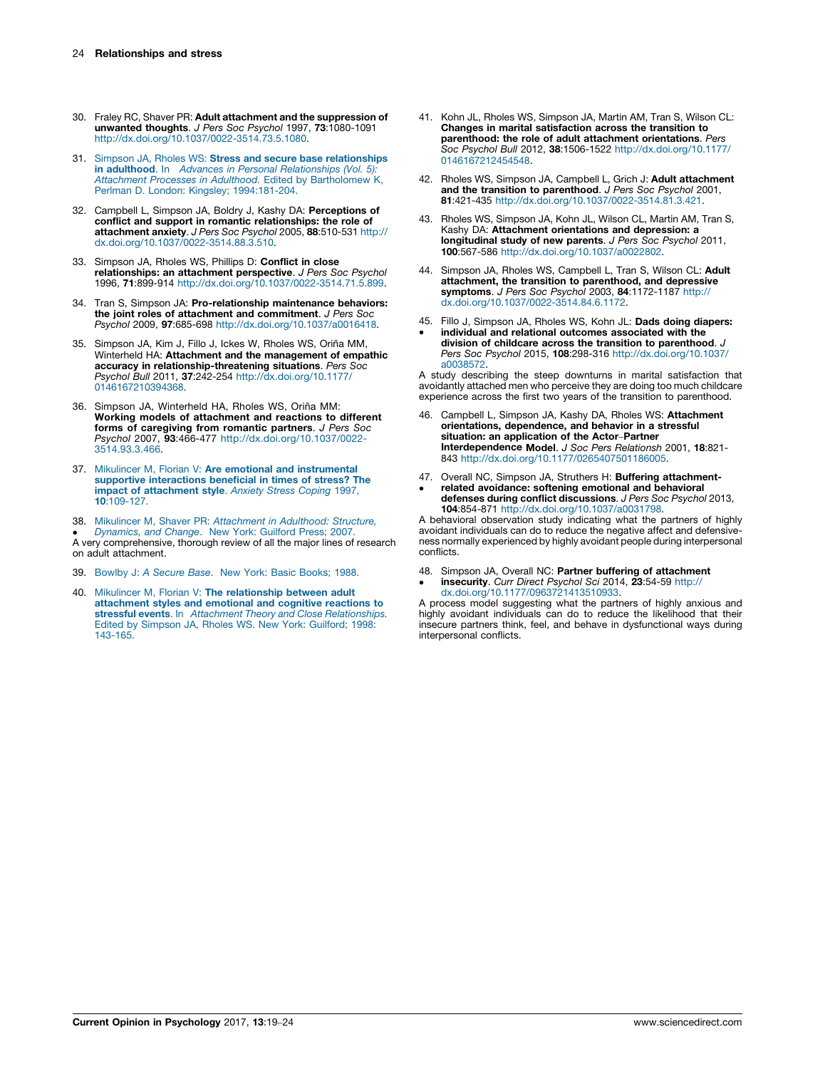30. Fraley RC, Shaver PR: **Adult attachment and the suppression of unwanted thoughts**. *J Pers Soc Psychol* 1997, **73**:1080-1091 http://dx.doi.org/10.1037/0022-3514.73.5.1080.

31. Simpson JA, Rholes WS: **Stress and secure base relationships in adulthood**. In *Advances in Personal Relationships (Vol. 5): Attachment Processes in Adulthood*. Edited by Bartholomew K, Perlman D. London: Kingsley; 1994:181-204.

32. Campbell L, Simpson JA, Boldry J, Kashy DA: **Perceptions of conflict and support in romantic relationships: the role of attachment anxiety**. *J Pers Soc Psychol* 2005, **88**:510-531 http://dx.doi.org/10.1037/0022-3514.88.3.510.

33. Simpson JA, Rholes WS, Phillips D: **Conflict in close relationships: an attachment perspective**. *J Pers Soc Psychol* 1996, **71**:899-914 http://dx.doi.org/10.1037/0022-3514.71.5.899.

34. Tran S, Simpson JA: **Pro-relationship maintenance behaviors: the joint roles of attachment and commitment**. *J Pers Soc Psychol* 2009, **97**:685-698 http://dx.doi.org/10.1037/a0016418.

35. Simpson JA, Kim J, Fillo J, Ickes W, Rholes WS, Oriña MM, Winterheld HA: **Attachment and the management of empathic accuracy in relationship-threatening situations**. *Pers Soc Psychol Bull* 2011, **37**:242-254 http://dx.doi.org/10.1177/0146167210394368.

36. Simpson JA, Winterheld HA, Rholes WS, Oriña MM: **Working models of attachment and reactions to different forms of caregiving from romantic partners**. *J Pers Soc Psychol* 2007, **93**:466-477 http://dx.doi.org/10.1037/0022-3514.93.3.466.

37. Mikulincer M, Florian V: **Are emotional and instrumental supportive interactions beneficial in times of stress? The impact of attachment style**. *Anxiety Stress Coping* 1997, **10**:109-127.

38. • Mikulincer M, Shaver PR: *Attachment in Adulthood: Structure, Dynamics, and Change*. New York: Guilford Press; 2007.
A very comprehensive, thorough review of all the major lines of research on adult attachment.

39. Bowlby J: *A Secure Base*. New York: Basic Books; 1988.

40. Mikulincer M, Florian V: **The relationship between adult attachment styles and emotional and cognitive reactions to stressful events**. In *Attachment Theory and Close Relationships*. Edited by Simpson JA, Rholes WS. New York: Guilford; 1998: 143-165.

41. Kohn JL, Rholes WS, Simpson JA, Martin AM, Tran S, Wilson CL: **Changes in marital satisfaction across the transition to parenthood: the role of adult attachment orientations**. *Pers Soc Psychol Bull* 2012, **38**:1506-1522 http://dx.doi.org/10.1177/0146167212454548.

42. Rholes WS, Simpson JA, Campbell L, Grich J: **Adult attachment and the transition to parenthood**. *J Pers Soc Psychol* 2001, **81**:421-435 http://dx.doi.org/10.1037/0022-3514.81.3.421.

43. Rholes WS, Simpson JA, Kohn JL, Wilson CL, Martin AM, Tran S, Kashy DA: **Attachment orientations and depression: a longitudinal study of new parents**. *J Pers Soc Psychol* 2011, **100**:567-586 http://dx.doi.org/10.1037/a0022802.

44. Simpson JA, Rholes WS, Campbell L, Tran S, Wilson CL: **Adult attachment, the transition to parenthood, and depressive symptoms**. *J Pers Soc Psychol* 2003, **84**:1172-1187 http://dx.doi.org/10.1037/0022-3514.84.6.1172.

45. • Fillo J, Simpson JA, Rholes WS, Kohn JL: **Dads doing diapers: individual and relational outcomes associated with the division of childcare across the transition to parenthood**. *J Pers Soc Psychol* 2015, **108**:298-316 http://dx.doi.org/10.1037/a0038572.
A study describing the steep downturns in marital satisfaction that avoidantly attached men who perceive they are doing too much childcare experience across the first two years of the transition to parenthood.

46. Campbell L, Simpson JA, Kashy DA, Rholes WS: **Attachment orientations, dependence, and behavior in a stressful situation: an application of the Actor–Partner Interdependence Model**. *J Soc Pers Relationsh* 2001, **18**:821-843 http://dx.doi.org/10.1177/0265407501186005.

47. • Overall NC, Simpson JA, Struthers H: **Buffering attachment-related avoidance: softening emotional and behavioral defenses during conflict discussions**. *J Pers Soc Psychol* 2013, **104**:854-871 http://dx.doi.org/10.1037/a0031798.
A behavioral observation study indicating what the partners of highly avoidant individuals can do to reduce the negative affect and defensiveness normally experienced by highly avoidant people during interpersonal conflicts.

48. • Simpson JA, Overall NC: **Partner buffering of attachment insecurity**. *Curr Direct Psychol Sci* 2014, **23**:54-59 http://dx.doi.org/10.1177/0963721413510933.
A process model suggesting what the partners of highly anxious and highly avoidant individuals can do to reduce the likelihood that their insecure partners think, feel, and behave in dysfunctional ways during interpersonal conflicts.